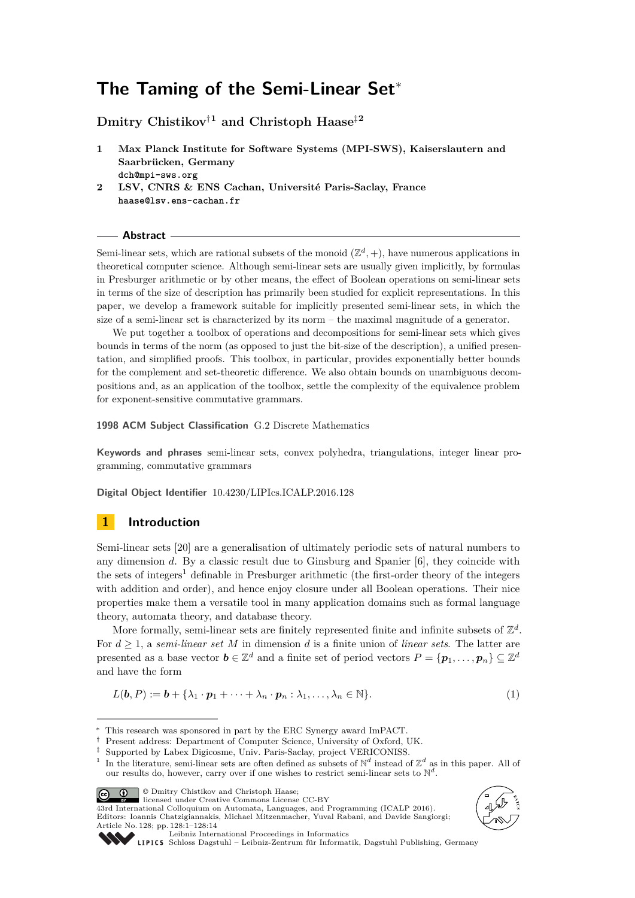# The Taming of the Semi-Linear Set*

**Dmitry Chistikov[†1] and Christoph Haase[‡2]**

1. **Max Planck Institute for Software Systems (MPI-SWS), Kaiserslautern and Saarbrücken, Germany**
   dch@mpi-sws.org
2. **LSV, CNRS & ENS Cachan, Université Paris-Saclay, France**
   haase@lsv.ens-cachan.fr

## Abstract

Semi-linear sets, which are rational subsets of the monoid $(\mathbb{Z}^d, +)$, have numerous applications in theoretical computer science. Although semi-linear sets are usually given implicitly, by formulas in Presburger arithmetic or by other means, the effect of Boolean operations on semi-linear sets in terms of the size of description has primarily been studied for explicit representations. In this paper, we develop a framework suitable for implicitly presented semi-linear sets, in which the size of a semi-linear set is characterized by its norm – the maximal magnitude of a generator.

We put together a toolbox of operations and decompositions for semi-linear sets which gives bounds in terms of the norm (as opposed to just the bit-size of the description), a unified presentation, and simplified proofs. This toolbox, in particular, provides exponentially better bounds for the complement and set-theoretic difference. We also obtain bounds on unambiguous decompositions and, as an application of the toolbox, settle the complexity of the equivalence problem for exponent-sensitive commutative grammars.

**1998 ACM Subject Classification** G.2 Discrete Mathematics

**Keywords and phrases** semi-linear sets, convex polyhedra, triangulations, integer linear programming, commutative grammars

**Digital Object Identifier** 10.4230/LIPIcs.ICALP.2016.128

## 1 Introduction

Semi-linear sets [20] are a generalisation of ultimately periodic sets of natural numbers to any dimension $d$. By a classic result due to Ginsburg and Spanier [6], they coincide with the sets of integers[1] definable in Presburger arithmetic (the first-order theory of the integers with addition and order), and hence enjoy closure under all Boolean operations. Their nice properties make them a versatile tool in many application domains such as formal language theory, automata theory, and database theory.

More formally, semi-linear sets are finitely represented finite and infinite subsets of $\mathbb{Z}^d$. For $d \geq 1$, a *semi-linear set* $M$ in dimension $d$ is a finite union of *linear sets*. The latter are presented as a base vector $\boldsymbol{b} \in \mathbb{Z}^d$ and a finite set of period vectors $P = \{\boldsymbol{p}_1, \ldots, \boldsymbol{p}_n\} \subseteq \mathbb{Z}^d$ and have the form

$$L(\boldsymbol{b}, P) := \boldsymbol{b} + \{\lambda_1 \cdot \boldsymbol{p}_1 + \cdots + \lambda_n \cdot \boldsymbol{p}_n : \lambda_1, \ldots, \lambda_n \in \mathbb{N}\}. \tag{1}$$

---

* This research was sponsored in part by the ERC Synergy award ImPACT.
† Present address: Department of Computer Science, University of Oxford, UK.
‡ Supported by Labex Digicosme, Univ. Paris-Saclay, project VERICONISS.
1 In the literature, semi-linear sets are often defined as subsets of $\mathbb{N}^d$ instead of $\mathbb{Z}^d$ as in this paper. All of our results do, however, carry over if one wishes to restrict semi-linear sets to $\mathbb{N}^d$.

© Dmitry Chistikov and Christoph Haase;
licensed under Creative Commons License CC-BY
43rd International Colloquium on Automata, Languages, and Programming (ICALP 2016).
Editors: Ioannis Chatzigiannakis, Michael Mitzenmacher, Yuval Rabani, and Davide Sangiorgi;
Article No. 128; pp. 128:1–128:14
Leibniz International Proceedings in Informatics
Schloss Dagstuhl – Leibniz-Zentrum für Informatik, Dagstuhl Publishing, Germany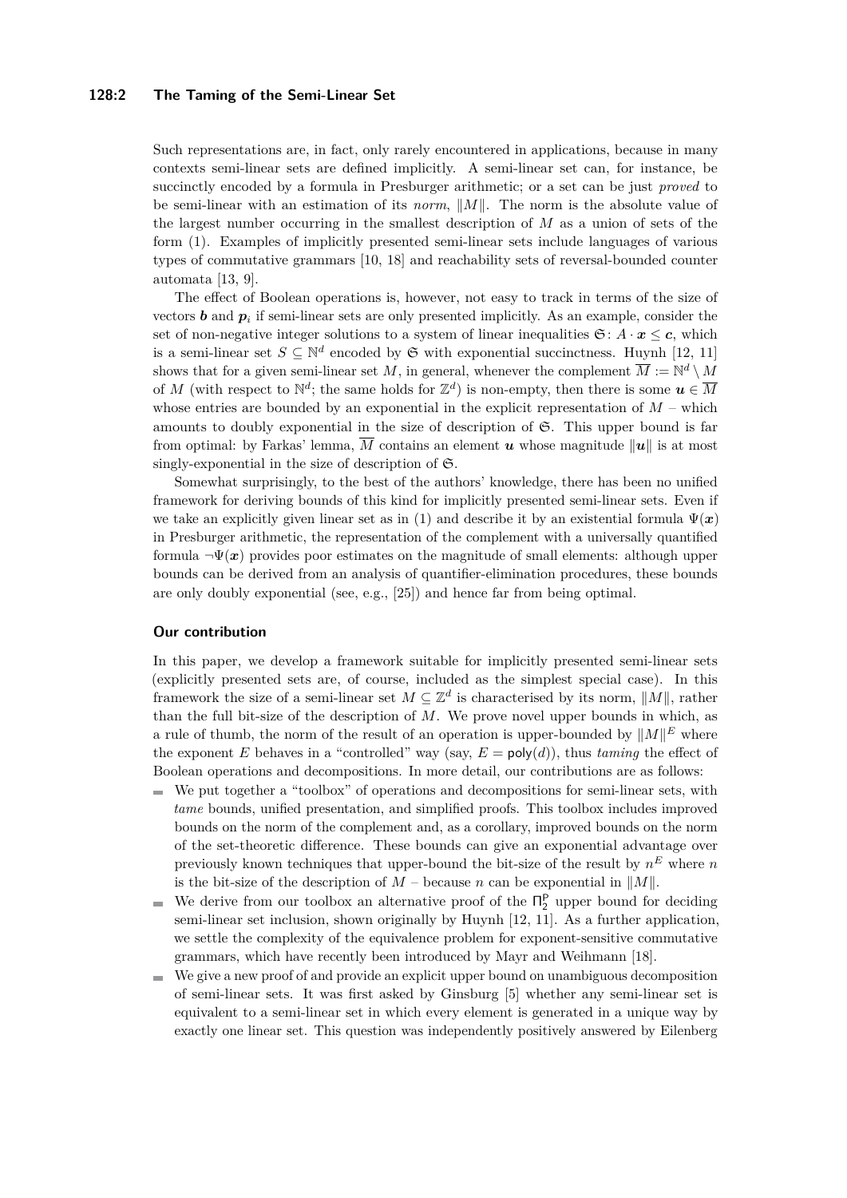Such representations are, in fact, only rarely encountered in applications, because in many contexts semi-linear sets are defined implicitly. A semi-linear set can, for instance, be succinctly encoded by a formula in Presburger arithmetic; or a set can be just *proved* to be semi-linear with an estimation of its *norm*, $\|M\|$. The norm is the absolute value of the largest number occurring in the smallest description of $M$ as a union of sets of the form (1). Examples of implicitly presented semi-linear sets include languages of various types of commutative grammars [10, 18] and reachability sets of reversal-bounded counter automata [13, 9].

The effect of Boolean operations is, however, not easy to track in terms of the size of vectors $\boldsymbol{b}$ and $\boldsymbol{p}_i$ if semi-linear sets are only presented implicitly. As an example, consider the set of non-negative integer solutions to a system of linear inequalities $\mathfrak{S}\colon A \cdot \boldsymbol{x} \leq \boldsymbol{c}$, which is a semi-linear set $S \subseteq \mathbb{N}^d$ encoded by $\mathfrak{S}$ with exponential succinctness. Huynh [12, 11] shows that for a given semi-linear set $M$, in general, whenever the complement $\overline{M} := \mathbb{N}^d \setminus M$ of $M$ (with respect to $\mathbb{N}^d$; the same holds for $\mathbb{Z}^d$) is non-empty, then there is some $\boldsymbol{u} \in \overline{M}$ whose entries are bounded by an exponential in the explicit representation of $M$ – which amounts to doubly exponential in the size of description of $\mathfrak{S}$. This upper bound is far from optimal: by Farkas' lemma, $\overline{M}$ contains an element $\boldsymbol{u}$ whose magnitude $\|\boldsymbol{u}\|$ is at most singly-exponential in the size of description of $\mathfrak{S}$.

Somewhat surprisingly, to the best of the authors' knowledge, there has been no unified framework for deriving bounds of this kind for implicitly presented semi-linear sets. Even if we take an explicitly given linear set as in (1) and describe it by an existential formula $\Psi(\boldsymbol{x})$ in Presburger arithmetic, the representation of the complement with a universally quantified formula $\neg\Psi(\boldsymbol{x})$ provides poor estimates on the magnitude of small elements: although upper bounds can be derived from an analysis of quantifier-elimination procedures, these bounds are only doubly exponential (see, e.g., [25]) and hence far from being optimal.

### Our contribution

In this paper, we develop a framework suitable for implicitly presented semi-linear sets (explicitly presented sets are, of course, included as the simplest special case). In this framework the size of a semi-linear set $M \subseteq \mathbb{Z}^d$ is characterised by its norm, $\|M\|$, rather than the full bit-size of the description of $M$. We prove novel upper bounds in which, as a rule of thumb, the norm of the result of an operation is upper-bounded by $\|M\|^E$ where the exponent $E$ behaves in a "controlled" way (say, $E = \mathsf{poly}(d)$), thus *taming* the effect of Boolean operations and decompositions. In more detail, our contributions are as follows:

- We put together a "toolbox" of operations and decompositions for semi-linear sets, with *tame* bounds, unified presentation, and simplified proofs. This toolbox includes improved bounds on the norm of the complement and, as a corollary, improved bounds on the norm of the set-theoretic difference. These bounds can give an exponential advantage over previously known techniques that upper-bound the bit-size of the result by $n^E$ where $n$ is the bit-size of the description of $M$ – because $n$ can be exponential in $\|M\|$.
- We derive from our toolbox an alternative proof of the $\Pi_2^{\mathsf{P}}$ upper bound for deciding semi-linear set inclusion, shown originally by Huynh [12, 11]. As a further application, we settle the complexity of the equivalence problem for exponent-sensitive commutative grammars, which have recently been introduced by Mayr and Weihmann [18].
- We give a new proof of and provide an explicit upper bound on unambiguous decomposition of semi-linear sets. It was first asked by Ginsburg [5] whether any semi-linear set is equivalent to a semi-linear set in which every element is generated in a unique way by exactly one linear set. This question was independently positively answered by Eilenberg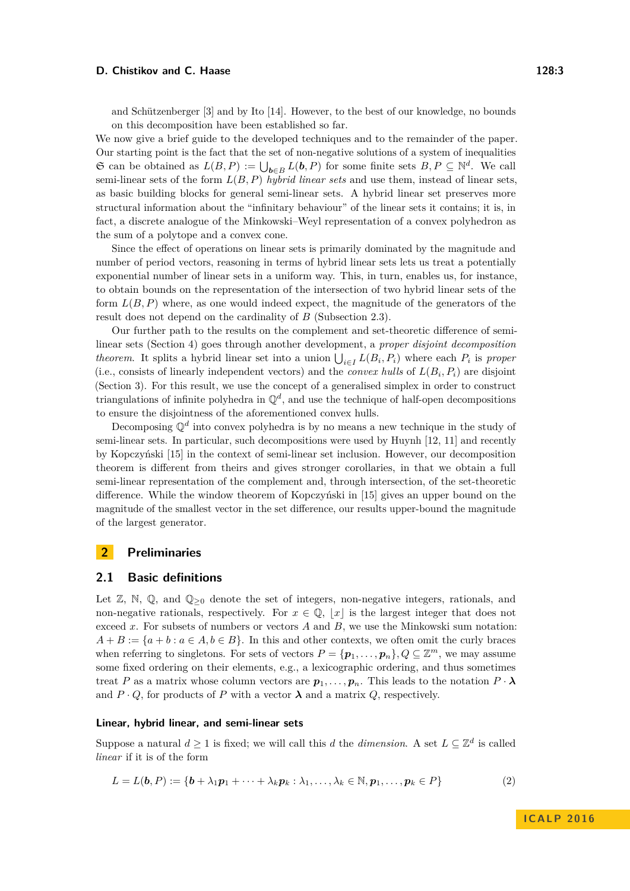and Schützenberger [3] and by Ito [14]. However, to the best of our knowledge, no bounds on this decomposition have been established so far.

We now give a brief guide to the developed techniques and to the remainder of the paper. Our starting point is the fact that the set of non-negative solutions of a system of inequalities $\mathfrak{S}$ can be obtained as $L(B, P) := \bigcup_{\boldsymbol{b} \in B} L(\boldsymbol{b}, P)$ for some finite sets $B, P \subseteq \mathbb{N}^d$. We call semi-linear sets of the form $L(B, P)$ *hybrid linear sets* and use them, instead of linear sets, as basic building blocks for general semi-linear sets. A hybrid linear set preserves more structural information about the "infinitary behaviour" of the linear sets it contains; it is, in fact, a discrete analogue of the Minkowski–Weyl representation of a convex polyhedron as the sum of a polytope and a convex cone.

Since the effect of operations on linear sets is primarily dominated by the magnitude and number of period vectors, reasoning in terms of hybrid linear sets lets us treat a potentially exponential number of linear sets in a uniform way. This, in turn, enables us, for instance, to obtain bounds on the representation of the intersection of two hybrid linear sets of the form $L(B, P)$ where, as one would indeed expect, the magnitude of the generators of the result does not depend on the cardinality of $B$ (Subsection 2.3).

Our further path to the results on the complement and set-theoretic difference of semi-linear sets (Section 4) goes through another development, a *proper disjoint decomposition theorem*. It splits a hybrid linear set into a union $\bigcup_{i \in I} L(B_i, P_i)$ where each $P_i$ is *proper* (i.e., consists of linearly independent vectors) and the *convex hulls* of $L(B_i, P_i)$ are disjoint (Section 3). For this result, we use the concept of a generalised simplex in order to construct triangulations of infinite polyhedra in $\mathbb{Q}^d$, and use the technique of half-open decompositions to ensure the disjointness of the aforementioned convex hulls.

Decomposing $\mathbb{Q}^d$ into convex polyhedra is by no means a new technique in the study of semi-linear sets. In particular, such decompositions were used by Huynh [12, 11] and recently by Kopczyński [15] in the context of semi-linear set inclusion. However, our decomposition theorem is different from theirs and gives stronger corollaries, in that we obtain a full semi-linear representation of the complement and, through intersection, of the set-theoretic difference. While the window theorem of Kopczyński in [15] gives an upper bound on the magnitude of the smallest vector in the set difference, our results upper-bound the magnitude of the largest generator.

# 2 Preliminaries

## 2.1 Basic definitions

Let $\mathbb{Z}$, $\mathbb{N}$, $\mathbb{Q}$, and $\mathbb{Q}_{\geq 0}$ denote the set of integers, non-negative integers, rationals, and non-negative rationals, respectively. For $x \in \mathbb{Q}$, $\lfloor x \rfloor$ is the largest integer that does not exceed $x$. For subsets of numbers or vectors $A$ and $B$, we use the Minkowski sum notation: $A + B := \{a + b : a \in A, b \in B\}$. In this and other contexts, we often omit the curly braces when referring to singletons. For sets of vectors $P = \{\boldsymbol{p}_1, \ldots, \boldsymbol{p}_n\}, Q \subseteq \mathbb{Z}^m$, we may assume some fixed ordering on their elements, e.g., a lexicographic ordering, and thus sometimes treat $P$ as a matrix whose column vectors are $\boldsymbol{p}_1, \ldots, \boldsymbol{p}_n$. This leads to the notation $P \cdot \boldsymbol{\lambda}$ and $P \cdot Q$, for products of $P$ with a vector $\boldsymbol{\lambda}$ and a matrix $Q$, respectively.

### Linear, hybrid linear, and semi-linear sets

Suppose a natural $d \geq 1$ is fixed; we will call this $d$ the *dimension*. A set $L \subseteq \mathbb{Z}^d$ is called *linear* if it is of the form

$$L = L(\boldsymbol{b}, P) := \{\boldsymbol{b} + \lambda_1 \boldsymbol{p}_1 + \cdots + \lambda_k \boldsymbol{p}_k : \lambda_1, \ldots, \lambda_k \in \mathbb{N}, \boldsymbol{p}_1, \ldots, \boldsymbol{p}_k \in P\} \tag{2}$$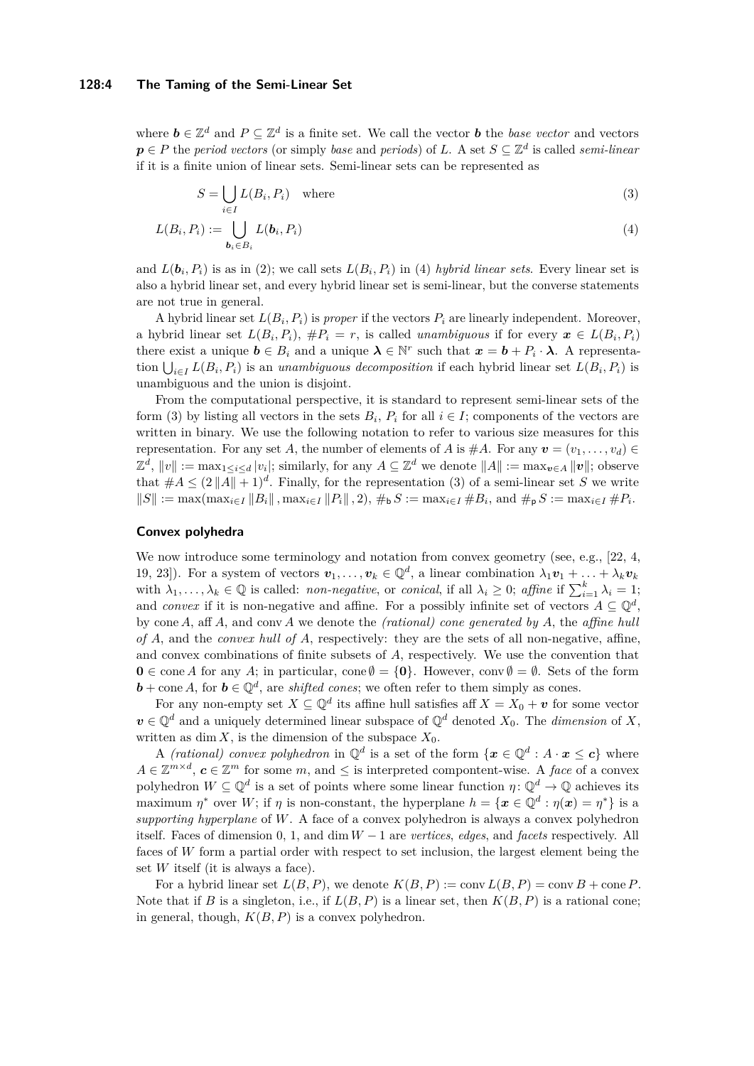where $\boldsymbol{b} \in \mathbb{Z}^d$ and $P \subseteq \mathbb{Z}^d$ is a finite set. We call the vector $\boldsymbol{b}$ the *base vector* and vectors $\boldsymbol{p} \in P$ the *period vectors* (or simply *base* and *periods*) of $L$. A set $S \subseteq \mathbb{Z}^d$ is called *semi-linear* if it is a finite union of linear sets. Semi-linear sets can be represented as

$$S = \bigcup_{i \in I} L(B_i, P_i) \quad \text{where} \tag{3}$$

$$L(B_i, P_i) := \bigcup_{\boldsymbol{b}_i \in B_i} L(\boldsymbol{b}_i, P_i) \tag{4}$$

and $L(\boldsymbol{b}_i, P_i)$ is as in (2); we call sets $L(B_i, P_i)$ in (4) *hybrid linear sets*. Every linear set is also a hybrid linear set, and every hybrid linear set is semi-linear, but the converse statements are not true in general.

A hybrid linear set $L(B_i, P_i)$ is *proper* if the vectors $P_i$ are linearly independent. Moreover, a hybrid linear set $L(B_i, P_i)$, $\#P_i = r$, is called *unambiguous* if for every $\boldsymbol{x} \in L(B_i, P_i)$ there exist a unique $\boldsymbol{b} \in B_i$ and a unique $\boldsymbol{\lambda} \in \mathbb{N}^r$ such that $\boldsymbol{x} = \boldsymbol{b} + P_i \cdot \boldsymbol{\lambda}$. A representation $\bigcup_{i \in I} L(B_i, P_i)$ is an *unambiguous decomposition* if each hybrid linear set $L(B_i, P_i)$ is unambiguous and the union is disjoint.

From the computational perspective, it is standard to represent semi-linear sets of the form (3) by listing all vectors in the sets $B_i$, $P_i$ for all $i \in I$; components of the vectors are written in binary. We use the following notation to refer to various size measures for this representation. For any set $A$, the number of elements of $A$ is $\#A$. For any $\boldsymbol{v} = (v_1, \ldots, v_d) \in \mathbb{Z}^d$, $\|v\| := \max_{1 \leq i \leq d} |v_i|$; similarly, for any $A \subseteq \mathbb{Z}^d$ we denote $\|A\| := \max_{\boldsymbol{v} \in A} \|\boldsymbol{v}\|$; observe that $\#A \leq (2\|A\| + 1)^d$. Finally, for the representation (3) of a semi-linear set $S$ we write $\|S\| := \max(\max_{i \in I} \|B_i\|, \max_{i \in I} \|P_i\|, 2)$, $\#_{\mathsf{b}} S := \max_{i \in I} \#B_i$, and $\#_{\mathsf{p}} S := \max_{i \in I} \#P_i$.

### Convex polyhedra

We now introduce some terminology and notation from convex geometry (see, e.g., [22, 4, 19, 23]). For a system of vectors $\boldsymbol{v}_1, \ldots, \boldsymbol{v}_k \in \mathbb{Q}^d$, a linear combination $\lambda_1 \boldsymbol{v}_1 + \ldots + \lambda_k \boldsymbol{v}_k$ with $\lambda_1, \ldots, \lambda_k \in \mathbb{Q}$ is called: *non-negative*, or *conical*, if all $\lambda_i \geq 0$; *affine* if $\sum_{i=1}^{k} \lambda_i = 1$; and *convex* if it is non-negative and affine. For a possibly infinite set of vectors $A \subseteq \mathbb{Q}^d$, by $\operatorname{cone} A$, $\operatorname{aff} A$, and $\operatorname{conv} A$ we denote the *(rational) cone generated by* $A$, the *affine hull of* $A$, and the *convex hull of* $A$, respectively: they are the sets of all non-negative, affine, and convex combinations of finite subsets of $A$, respectively. We use the convention that $\mathbf{0} \in \operatorname{cone} A$ for any $A$; in particular, $\operatorname{cone} \emptyset = \{\mathbf{0}\}$. However, $\operatorname{conv} \emptyset = \emptyset$. Sets of the form $\boldsymbol{b} + \operatorname{cone} A$, for $\boldsymbol{b} \in \mathbb{Q}^d$, are *shifted cones*; we often refer to them simply as cones.

For any non-empty set $X \subseteq \mathbb{Q}^d$ its affine hull satisfies $\operatorname{aff} X = X_0 + \boldsymbol{v}$ for some vector $\boldsymbol{v} \in \mathbb{Q}^d$ and a uniquely determined linear subspace of $\mathbb{Q}^d$ denoted $X_0$. The *dimension* of $X$, written as $\dim X$, is the dimension of the subspace $X_0$.

A *(rational) convex polyhedron* in $\mathbb{Q}^d$ is a set of the form $\{\boldsymbol{x} \in \mathbb{Q}^d : A \cdot \boldsymbol{x} \leq \boldsymbol{c}\}$ where $A \in \mathbb{Z}^{m \times d}$, $\boldsymbol{c} \in \mathbb{Z}^m$ for some $m$, and $\leq$ is interpreted compontent-wise. A *face* of a convex polyhedron $W \subseteq \mathbb{Q}^d$ is a set of points where some linear function $\eta \colon \mathbb{Q}^d \to \mathbb{Q}$ achieves its maximum $\eta^*$ over $W$; if $\eta$ is non-constant, the hyperplane $h = \{\boldsymbol{x} \in \mathbb{Q}^d : \eta(\boldsymbol{x}) = \eta^*\}$ is a *supporting hyperplane* of $W$. A face of a convex polyhedron is always a convex polyhedron itself. Faces of dimension 0, 1, and $\dim W - 1$ are *vertices*, *edges*, and *facets* respectively. All faces of $W$ form a partial order with respect to set inclusion, the largest element being the set $W$ itself (it is always a face).

For a hybrid linear set $L(B, P)$, we denote $K(B, P) := \operatorname{conv} L(B, P) = \operatorname{conv} B + \operatorname{cone} P$. Note that if $B$ is a singleton, i.e., if $L(B, P)$ is a linear set, then $K(B, P)$ is a rational cone; in general, though, $K(B, P)$ is a convex polyhedron.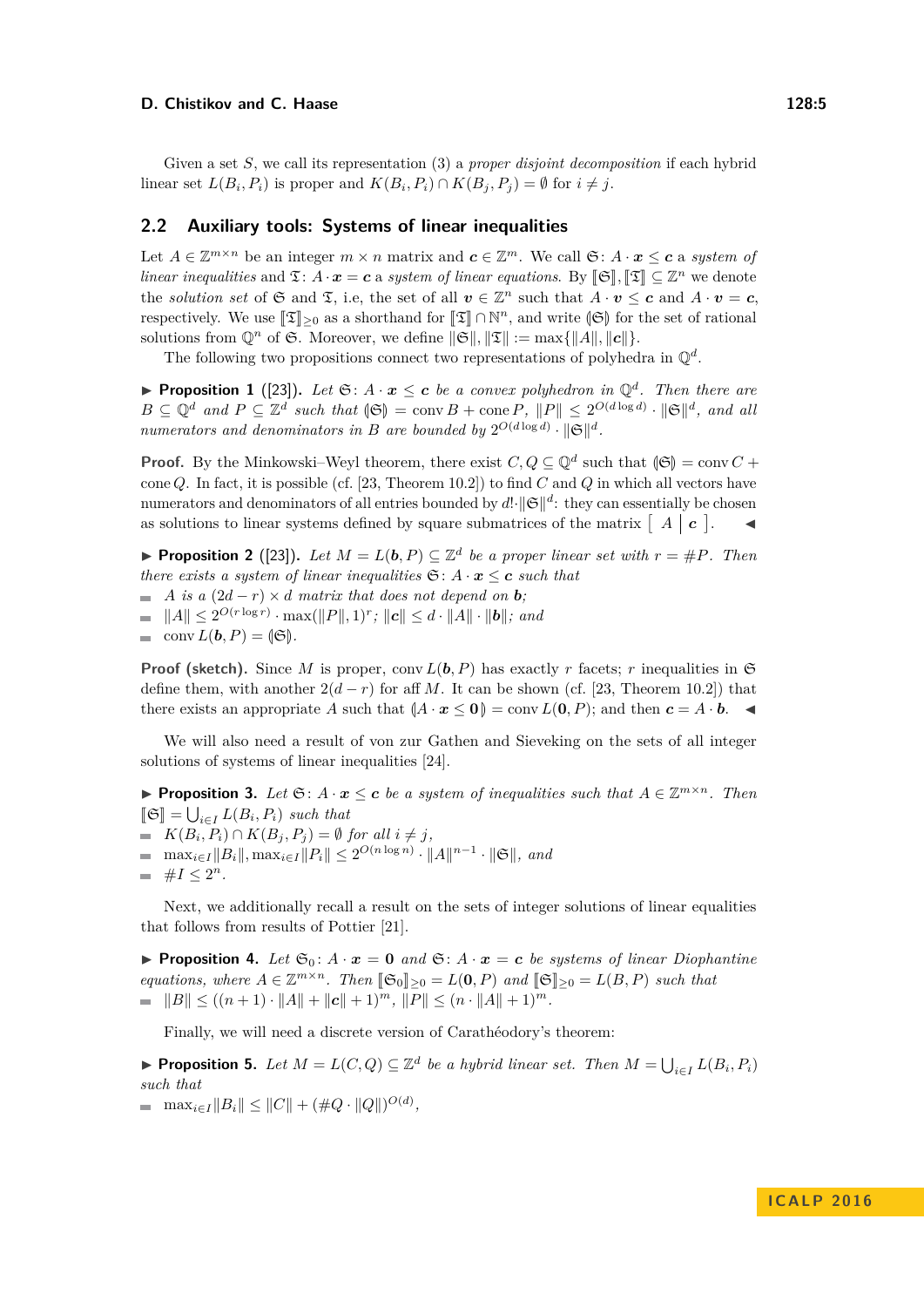Given a set $S$, we call its representation (3) a *proper disjoint decomposition* if each hybrid linear set $L(B_i, P_i)$ is proper and $K(B_i, P_i) \cap K(B_j, P_j) = \emptyset$ for $i \neq j$.

## 2.2 Auxiliary tools: Systems of linear inequalities

Let $A \in \mathbb{Z}^{m \times n}$ be an integer $m \times n$ matrix and $\boldsymbol{c} \in \mathbb{Z}^m$. We call $\mathfrak{S}\colon A \cdot \boldsymbol{x} \leq \boldsymbol{c}$ a *system of linear inequalities* and $\mathfrak{T}\colon A \cdot \boldsymbol{x} = \boldsymbol{c}$ a *system of linear equations*. By $[\![\mathfrak{S}]\!], [\![\mathfrak{T}]\!] \subseteq \mathbb{Z}^n$ we denote the *solution set* of $\mathfrak{S}$ and $\mathfrak{T}$, i.e, the set of all $\boldsymbol{v} \in \mathbb{Z}^n$ such that $A \cdot \boldsymbol{v} \leq \boldsymbol{c}$ and $A \cdot \boldsymbol{v} = \boldsymbol{c}$, respectively. We use $[\![\mathfrak{T}]\!]_{\geq 0}$ as a shorthand for $[\![\mathfrak{T}]\!] \cap \mathbb{N}^n$, and write $(\!|\mathfrak{S}|\!)$ for the set of rational solutions from $\mathbb{Q}^n$ of $\mathfrak{S}$. Moreover, we define $\|\mathfrak{S}\|, \|\mathfrak{T}\| := \max\{\|A\|, \|\boldsymbol{c}\|\}$.

The following two propositions connect two representations of polyhedra in $\mathbb{Q}^d$.

▶ **Proposition 1** ([23]). *Let $\mathfrak{S}\colon A \cdot \boldsymbol{x} \leq \boldsymbol{c}$ be a convex polyhedron in $\mathbb{Q}^d$. Then there are $B \subseteq \mathbb{Q}^d$ and $P \subseteq \mathbb{Z}^d$ such that $(\!|\mathfrak{S}|\!) = \operatorname{conv} B + \operatorname{cone} P$, $\|P\| \leq 2^{O(d \log d)} \cdot \|\mathfrak{S}\|^d$, and all numerators and denominators in $B$ are bounded by $2^{O(d \log d)} \cdot \|\mathfrak{S}\|^d$.*

**Proof.** By the Minkowski–Weyl theorem, there exist $C, Q \subseteq \mathbb{Q}^d$ such that $(\!|\mathfrak{S}|\!) = \operatorname{conv} C + \operatorname{cone} Q$. In fact, it is possible (cf. [23, Theorem 10.2]) to find $C$ and $Q$ in which all vectors have numerators and denominators of all entries bounded by $d! \cdot \|\mathfrak{S}\|^d$: they can essentially be chosen as solutions to linear systems defined by square submatrices of the matrix $[\ A \mid \boldsymbol{c}\ ]$. ◀

▶ **Proposition 2** ([23]). *Let $M = L(\boldsymbol{b}, P) \subseteq \mathbb{Z}^d$ be a proper linear set with $r = \#P$. Then there exists a system of linear inequalities $\mathfrak{S}\colon A \cdot \boldsymbol{x} \leq \boldsymbol{c}$ such that*

- *$A$ is a $(2d - r) \times d$ matrix that does not depend on $\boldsymbol{b}$;*
- *$\|A\| \leq 2^{O(r \log r)} \cdot \max(\|P\|, 1)^r$; $\|\boldsymbol{c}\| \leq d \cdot \|A\| \cdot \|\boldsymbol{b}\|$; and*
- *$\operatorname{conv} L(\boldsymbol{b}, P) = (\!|\mathfrak{S}|\!)$.*

**Proof (sketch).** Since $M$ is proper, $\operatorname{conv} L(\boldsymbol{b}, P)$ has exactly $r$ facets; $r$ inequalities in $\mathfrak{S}$ define them, with another $2(d - r)$ for aff $M$. It can be shown (cf. [23, Theorem 10.2]) that there exists an appropriate $A$ such that $(\!|A \cdot \boldsymbol{x} \leq \boldsymbol{0}|\!) = \operatorname{conv} L(\boldsymbol{0}, P)$; and then $\boldsymbol{c} = A \cdot \boldsymbol{b}$. ◀

We will also need a result of von zur Gathen and Sieveking on the sets of all integer solutions of systems of linear inequalities [24].

▶ **Proposition 3.** *Let $\mathfrak{S}\colon A \cdot \boldsymbol{x} \leq \boldsymbol{c}$ be a system of inequalities such that $A \in \mathbb{Z}^{m \times n}$. Then $[\![\mathfrak{S}]\!] = \bigcup_{i \in I} L(B_i, P_i)$ such that*

- *$K(B_i, P_i) \cap K(B_j, P_j) = \emptyset$ for all $i \neq j$,*
- *$\max_{i \in I} \|B_i\|, \max_{i \in I} \|P_i\| \leq 2^{O(n \log n)} \cdot \|A\|^{n-1} \cdot \|\mathfrak{S}\|$, and*
- *$\#I \leq 2^n$.*

Next, we additionally recall a result on the sets of integer solutions of linear equalities that follows from results of Pottier [21].

▶ **Proposition 4.** *Let $\mathfrak{S}_0\colon A \cdot \boldsymbol{x} = \boldsymbol{0}$ and $\mathfrak{S}\colon A \cdot \boldsymbol{x} = \boldsymbol{c}$ be systems of linear Diophantine equations, where $A \in \mathbb{Z}^{m \times n}$. Then $[\![\mathfrak{S}_0]\!]_{\geq 0} = L(\boldsymbol{0}, P)$ and $[\![\mathfrak{S}]\!]_{\geq 0} = L(B, P)$ such that*

- *$\|B\| \leq ((n + 1) \cdot \|A\| + \|\boldsymbol{c}\| + 1)^m$, $\|P\| \leq (n \cdot \|A\| + 1)^m$.*

Finally, we will need a discrete version of Carathéodory's theorem:

▶ **Proposition 5.** *Let $M = L(C, Q) \subseteq \mathbb{Z}^d$ be a hybrid linear set. Then $M = \bigcup_{i \in I} L(B_i, P_i)$ such that*

- *$\max_{i \in I} \|B_i\| \leq \|C\| + (\#Q \cdot \|Q\|)^{O(d)}$,*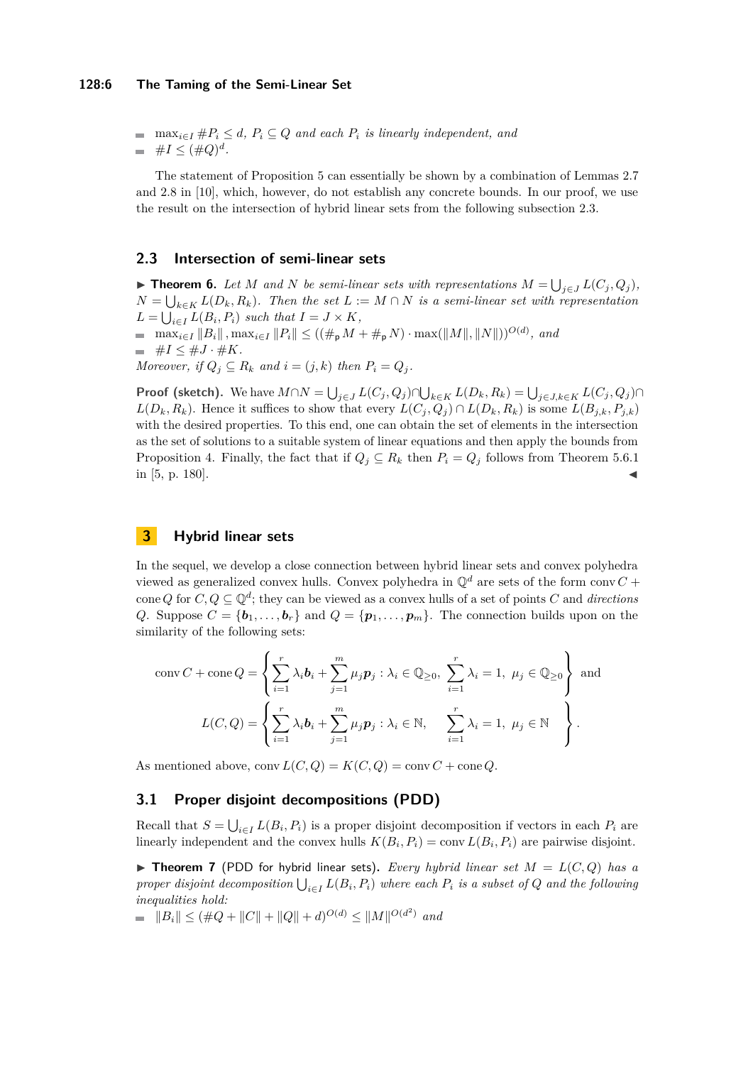- $\max_{i \in I} \#P_i \leq d$, $P_i \subseteq Q$ *and each* $P_i$ *is linearly independent, and*
- $\#I \leq (\#Q)^d$.

The statement of Proposition 5 can essentially be shown by a combination of Lemmas 2.7 and 2.8 in [10], which, however, do not establish any concrete bounds. In our proof, we use the result on the intersection of hybrid linear sets from the following subsection 2.3.

### 2.3 Intersection of semi-linear sets

▶ **Theorem 6.** *Let* $M$ *and* $N$ *be semi-linear sets with representations* $M = \bigcup_{j \in J} L(C_j, Q_j)$, $N = \bigcup_{k \in K} L(D_k, R_k)$. *Then the set* $L := M \cap N$ *is a semi-linear set with representation* $L = \bigcup_{i \in I} L(B_i, P_i)$ *such that* $I = J \times K$,

- $\max_{i \in I} \|B_i\|, \max_{i \in I} \|P_i\| \leq ((\#_{\mathsf{p}} M + \#_{\mathsf{p}} N) \cdot \max(\|M\|, \|N\|))^{O(d)}$, *and*
- $\#I \leq \#J \cdot \#K$.

*Moreover, if* $Q_j \subseteq R_k$ *and* $i = (j, k)$ *then* $P_i = Q_j$.

**Proof (sketch).** We have $M \cap N = \bigcup_{j \in J} L(C_j, Q_j) \cap \bigcup_{k \in K} L(D_k, R_k) = \bigcup_{j \in J, k \in K} L(C_j, Q_j) \cap L(D_k, R_k)$. Hence it suffices to show that every $L(C_j, Q_j) \cap L(D_k, R_k)$ is some $L(B_{j,k}, P_{j,k})$ with the desired properties. To this end, one can obtain the set of elements in the intersection as the set of solutions to a suitable system of linear equations and then apply the bounds from Proposition 4. Finally, the fact that if $Q_j \subseteq R_k$ then $P_i = Q_j$ follows from Theorem 5.6.1 in [5, p. 180]. ◀

## 3 Hybrid linear sets

In the sequel, we develop a close connection between hybrid linear sets and convex polyhedra viewed as generalized convex hulls. Convex polyhedra in $\mathbb{Q}^d$ are sets of the form $\operatorname{conv} C + \operatorname{cone} Q$ for $C, Q \subseteq \mathbb{Q}^d$; they can be viewed as a convex hulls of a set of points $C$ and *directions* $Q$. Suppose $C = \{\boldsymbol{b}_1, \ldots, \boldsymbol{b}_r\}$ and $Q = \{\boldsymbol{p}_1, \ldots, \boldsymbol{p}_m\}$. The connection builds upon on the similarity of the following sets:

$$\operatorname{conv} C + \operatorname{cone} Q = \left\{ \sum_{i=1}^{r} \lambda_i \boldsymbol{b}_i + \sum_{j=1}^{m} \mu_j \boldsymbol{p}_j : \lambda_i \in \mathbb{Q}_{\geq 0},\ \sum_{i=1}^{r} \lambda_i = 1,\ \mu_j \in \mathbb{Q}_{\geq 0} \right\} \text{ and}$$

$$L(C, Q) = \left\{ \sum_{i=1}^{r} \lambda_i \boldsymbol{b}_i + \sum_{j=1}^{m} \mu_j \boldsymbol{p}_j : \lambda_i \in \mathbb{N},\quad \sum_{i=1}^{r} \lambda_i = 1,\ \mu_j \in \mathbb{N} \right\}.$$

As mentioned above, $\operatorname{conv} L(C, Q) = K(C, Q) = \operatorname{conv} C + \operatorname{cone} Q$.

### 3.1 Proper disjoint decompositions (PDD)

Recall that $S = \bigcup_{i \in I} L(B_i, P_i)$ is a proper disjoint decomposition if vectors in each $P_i$ are linearly independent and the convex hulls $K(B_i, P_i) = \operatorname{conv} L(B_i, P_i)$ are pairwise disjoint.

▶ **Theorem 7** (PDD for hybrid linear sets)**.** *Every hybrid linear set* $M = L(C, Q)$ *has a proper disjoint decomposition* $\bigcup_{i \in I} L(B_i, P_i)$ *where each* $P_i$ *is a subset of* $Q$ *and the following inequalities hold:*

- $\|B_i\| \leq (\#Q + \|C\| + \|Q\| + d)^{O(d)} \leq \|M\|^{O(d^2)}$ *and*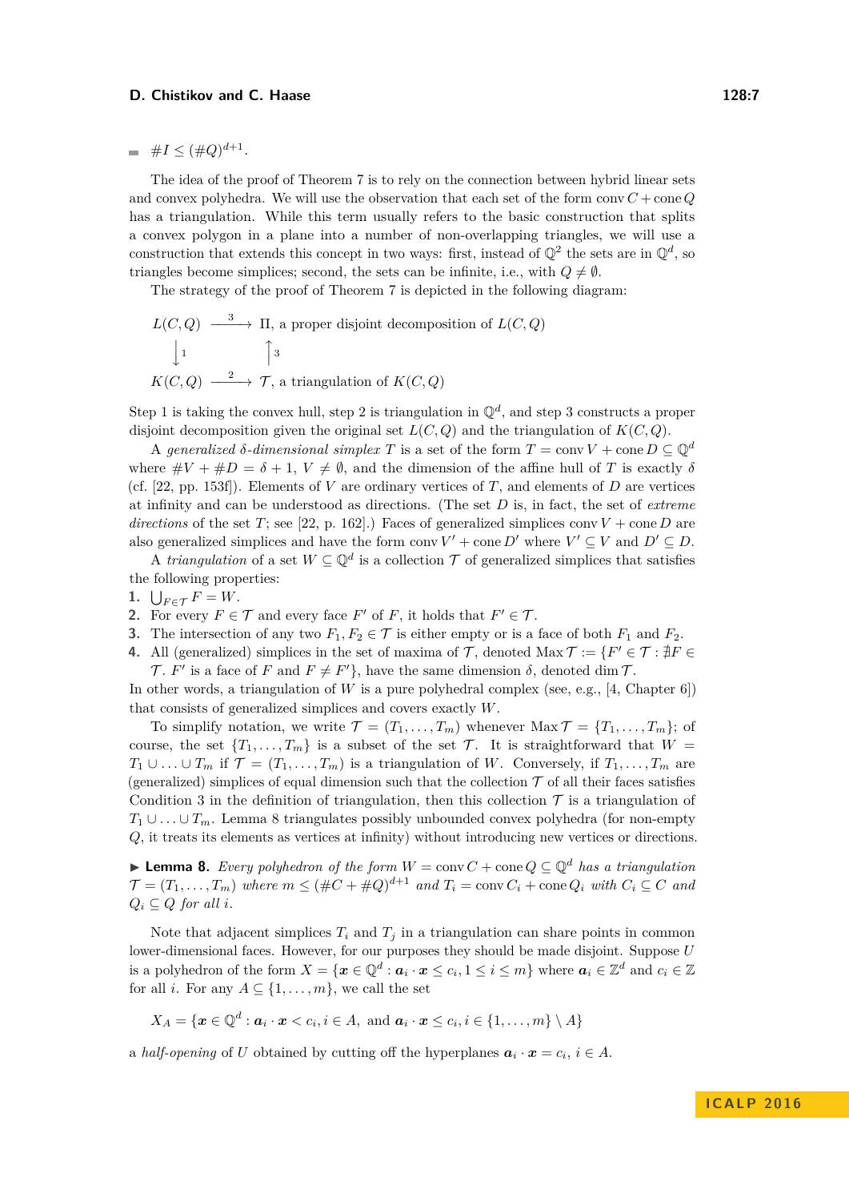- $\#I \le (\#Q)^{d+1}$.

The idea of the proof of Theorem 7 is to rely on the connection between hybrid linear sets and convex polyhedra. We will use the observation that each set of the form $\operatorname{conv} C + \operatorname{cone} Q$ has a triangulation. While this term usually refers to the basic construction that splits a convex polygon in a plane into a number of non-overlapping triangles, we will use a construction that extends this concept in two ways: first, instead of $\mathbb{Q}^2$ the sets are in $\mathbb{Q}^d$, so triangles become simplices; second, the sets can be infinite, i.e., with $Q \neq \emptyset$.

The strategy of the proof of Theorem 7 is depicted in the following diagram:

$$
\begin{array}{ccl}
L(C,Q) & \xrightarrow{\;3\;} & \Pi\text{, a proper disjoint decomposition of } L(C,Q) \\
\downarrow{\scriptstyle 1} & & \uparrow{\scriptstyle 3} \\
K(C,Q) & \xrightarrow{\;2\;} & \mathcal{T}\text{, a triangulation of } K(C,Q)
\end{array}
$$

Step 1 is taking the convex hull, step 2 is triangulation in $\mathbb{Q}^d$, and step 3 constructs a proper disjoint decomposition given the original set $L(C,Q)$ and the triangulation of $K(C,Q)$.

A *generalized $\delta$-dimensional simplex* $T$ is a set of the form $T = \operatorname{conv} V + \operatorname{cone} D \subseteq \mathbb{Q}^d$ where $\#V + \#D = \delta + 1$, $V \neq \emptyset$, and the dimension of the affine hull of $T$ is exactly $\delta$ (cf. [22, pp. 153f]). Elements of $V$ are ordinary vertices of $T$, and elements of $D$ are vertices at infinity and can be understood as directions. (The set $D$ is, in fact, the set of *extreme directions* of the set $T$; see [22, p. 162].) Faces of generalized simplices $\operatorname{conv} V + \operatorname{cone} D$ are also generalized simplices and have the form $\operatorname{conv} V' + \operatorname{cone} D'$ where $V' \subseteq V$ and $D' \subseteq D$.

A *triangulation* of a set $W \subseteq \mathbb{Q}^d$ is a collection $\mathcal{T}$ of generalized simplices that satisfies the following properties:

1. $\bigcup_{F \in \mathcal{T}} F = W$.
2. For every $F \in \mathcal{T}$ and every face $F'$ of $F$, it holds that $F' \in \mathcal{T}$.
3. The intersection of any two $F_1, F_2 \in \mathcal{T}$ is either empty or is a face of both $F_1$ and $F_2$.
4. All (generalized) simplices in the set of maxima of $\mathcal{T}$, denoted $\operatorname{Max} \mathcal{T} := \{F' \in \mathcal{T} : \nexists F \in \mathcal{T}.\ F' \text{ is a face of } F \text{ and } F \neq F'\}$, have the same dimension $\delta$, denoted $\dim \mathcal{T}$.

In other words, a triangulation of $W$ is a pure polyhedral complex (see, e.g., [4, Chapter 6]) that consists of generalized simplices and covers exactly $W$.

To simplify notation, we write $\mathcal{T} = (T_1, \ldots, T_m)$ whenever $\operatorname{Max} \mathcal{T} = \{T_1, \ldots, T_m\}$; of course, the set $\{T_1, \ldots, T_m\}$ is a subset of the set $\mathcal{T}$. It is straightforward that $W = T_1 \cup \ldots \cup T_m$ if $\mathcal{T} = (T_1, \ldots, T_m)$ is a triangulation of $W$. Conversely, if $T_1, \ldots, T_m$ are (generalized) simplices of equal dimension such that the collection $\mathcal{T}$ of all their faces satisfies Condition 3 in the definition of triangulation, then this collection $\mathcal{T}$ is a triangulation of $T_1 \cup \ldots \cup T_m$. Lemma 8 triangulates possibly unbounded convex polyhedra (for non-empty $Q$, it treats its elements as vertices at infinity) without introducing new vertices or directions.

▶ **Lemma 8.** *Every polyhedron of the form $W = \operatorname{conv} C + \operatorname{cone} Q \subseteq \mathbb{Q}^d$ has a triangulation $\mathcal{T} = (T_1, \ldots, T_m)$ where $m \le (\#C + \#Q)^{d+1}$ and $T_i = \operatorname{conv} C_i + \operatorname{cone} Q_i$ with $C_i \subseteq C$ and $Q_i \subseteq Q$ for all $i$.*

Note that adjacent simplices $T_i$ and $T_j$ in a triangulation can share points in common lower-dimensional faces. However, for our purposes they should be made disjoint. Suppose $U$ is a polyhedron of the form $X = \{\boldsymbol{x} \in \mathbb{Q}^d : \boldsymbol{a}_i \cdot \boldsymbol{x} \le c_i, 1 \le i \le m\}$ where $\boldsymbol{a}_i \in \mathbb{Z}^d$ and $c_i \in \mathbb{Z}$ for all $i$. For any $A \subseteq \{1, \ldots, m\}$, we call the set

$$X_A = \{\boldsymbol{x} \in \mathbb{Q}^d : \boldsymbol{a}_i \cdot \boldsymbol{x} < c_i, i \in A, \text{ and } \boldsymbol{a}_i \cdot \boldsymbol{x} \le c_i, i \in \{1, \ldots, m\} \setminus A\}$$

a *half-opening* of $U$ obtained by cutting off the hyperplanes $\boldsymbol{a}_i \cdot \boldsymbol{x} = c_i$, $i \in A$.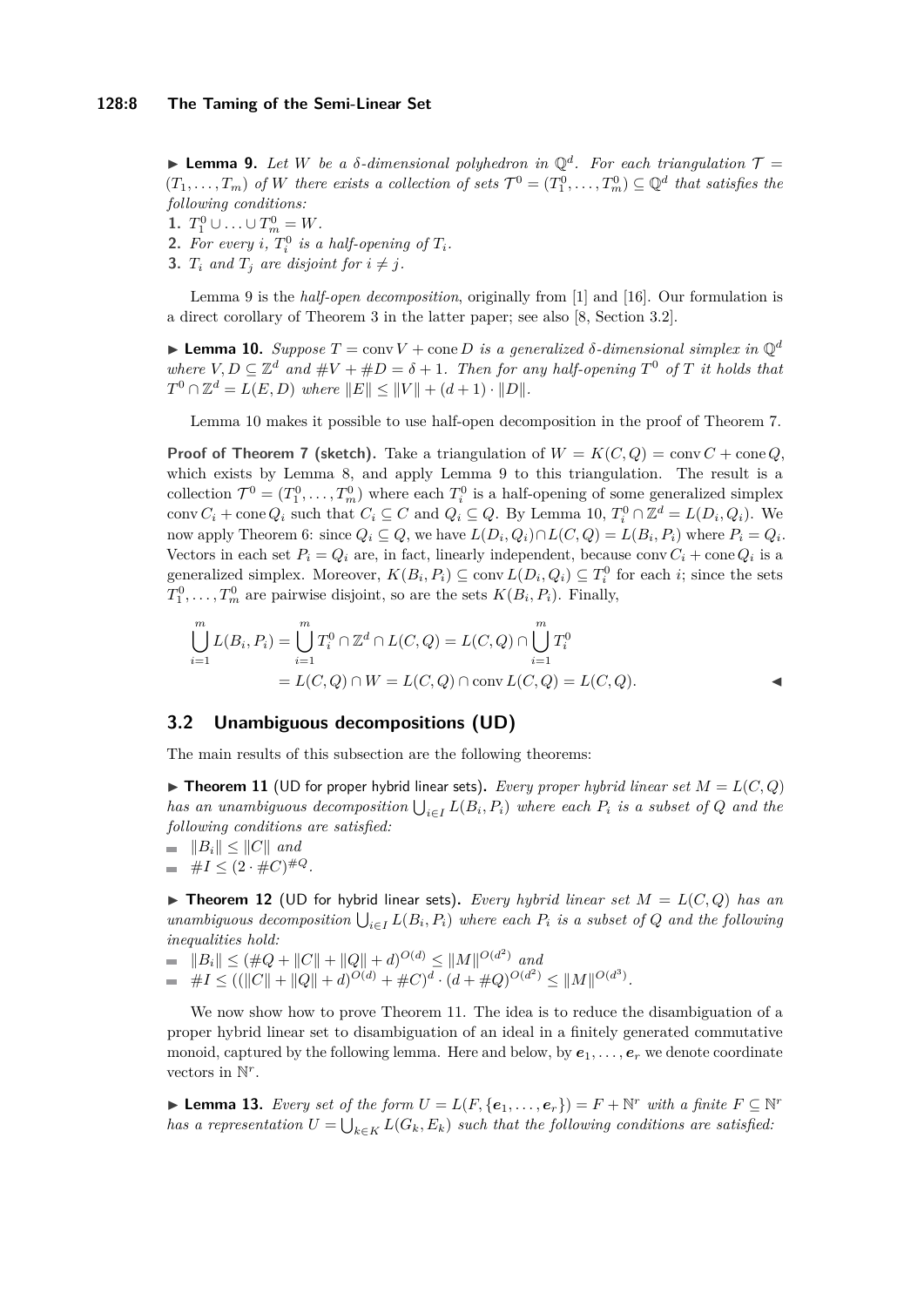▶ **Lemma 9.** *Let $W$ be a $\delta$-dimensional polyhedron in $\mathbb{Q}^d$. For each triangulation $\mathcal{T} = (T_1, \ldots, T_m)$ of $W$ there exists a collection of sets $\mathcal{T}^0 = (T_1^0, \ldots, T_m^0) \subseteq \mathbb{Q}^d$ that satisfies the following conditions:*

1. *$T_1^0 \cup \ldots \cup T_m^0 = W$.*
2. *For every $i$, $T_i^0$ is a half-opening of $T_i$.*
3. *$T_i$ and $T_j$ are disjoint for $i \neq j$.*

Lemma 9 is the *half-open decomposition*, originally from [1] and [16]. Our formulation is a direct corollary of Theorem 3 in the latter paper; see also [8, Section 3.2].

▶ **Lemma 10.** *Suppose $T = \operatorname{conv} V + \operatorname{cone} D$ is a generalized $\delta$-dimensional simplex in $\mathbb{Q}^d$ where $V, D \subseteq \mathbb{Z}^d$ and $\#V + \#D = \delta + 1$. Then for any half-opening $T^0$ of $T$ it holds that $T^0 \cap \mathbb{Z}^d = L(E, D)$ where $\|E\| \leq \|V\| + (d+1) \cdot \|D\|$.*

Lemma 10 makes it possible to use half-open decomposition in the proof of Theorem 7.

**Proof of Theorem 7 (sketch).** Take a triangulation of $W = K(C, Q) = \operatorname{conv} C + \operatorname{cone} Q$, which exists by Lemma 8, and apply Lemma 9 to this triangulation. The result is a collection $\mathcal{T}^0 = (T_1^0, \ldots, T_m^0)$ where each $T_i^0$ is a half-opening of some generalized simplex $\operatorname{conv} C_i + \operatorname{cone} Q_i$ such that $C_i \subseteq C$ and $Q_i \subseteq Q$. By Lemma 10, $T_i^0 \cap \mathbb{Z}^d = L(D_i, Q_i)$. We now apply Theorem 6: since $Q_i \subseteq Q$, we have $L(D_i, Q_i) \cap L(C, Q) = L(B_i, P_i)$ where $P_i = Q_i$. Vectors in each set $P_i = Q_i$ are, in fact, linearly independent, because $\operatorname{conv} C_i + \operatorname{cone} Q_i$ is a generalized simplex. Moreover, $K(B_i, P_i) \subseteq \operatorname{conv} L(D_i, Q_i) \subseteq T_i^0$ for each $i$; since the sets $T_1^0, \ldots, T_m^0$ are pairwise disjoint, so are the sets $K(B_i, P_i)$. Finally,

$$\begin{aligned}\bigcup_{i=1}^{m} L(B_i, P_i) &= \bigcup_{i=1}^{m} T_i^0 \cap \mathbb{Z}^d \cap L(C, Q) = L(C, Q) \cap \bigcup_{i=1}^{m} T_i^0 \\ &= L(C, Q) \cap W = L(C, Q) \cap \operatorname{conv} L(C, Q) = L(C, Q).\end{aligned}$$

◀

## 3.2 Unambiguous decompositions (UD)

The main results of this subsection are the following theorems:

▶ **Theorem 11** (UD for proper hybrid linear sets)**.** *Every proper hybrid linear set $M = L(C, Q)$ has an unambiguous decomposition $\bigcup_{i \in I} L(B_i, P_i)$ where each $P_i$ is a subset of $Q$ and the following conditions are satisfied:*

- *$\|B_i\| \leq \|C\|$ and*
- *$\#I \leq (2 \cdot \#C)^{\#Q}$.*

▶ **Theorem 12** (UD for hybrid linear sets)**.** *Every hybrid linear set $M = L(C, Q)$ has an unambiguous decomposition $\bigcup_{i \in I} L(B_i, P_i)$ where each $P_i$ is a subset of $Q$ and the following inequalities hold:*

- *$\|B_i\| \leq (\#Q + \|C\| + \|Q\| + d)^{O(d)} \leq \|M\|^{O(d^2)}$ and*
- *$\#I \leq ((\|C\| + \|Q\| + d)^{O(d)} + \#C)^d \cdot (d + \#Q)^{O(d^2)} \leq \|M\|^{O(d^3)}$.*

We now show how to prove Theorem 11. The idea is to reduce the disambiguation of a proper hybrid linear set to disambiguation of an ideal in a finitely generated commutative monoid, captured by the following lemma. Here and below, by $\boldsymbol{e}_1, \ldots, \boldsymbol{e}_r$ we denote coordinate vectors in $\mathbb{N}^r$.

▶ **Lemma 13.** *Every set of the form $U = L(F, \{\boldsymbol{e}_1, \ldots, \boldsymbol{e}_r\}) = F + \mathbb{N}^r$ with a finite $F \subseteq \mathbb{N}^r$ has a representation $U = \bigcup_{k \in K} L(G_k, E_k)$ such that the following conditions are satisfied:*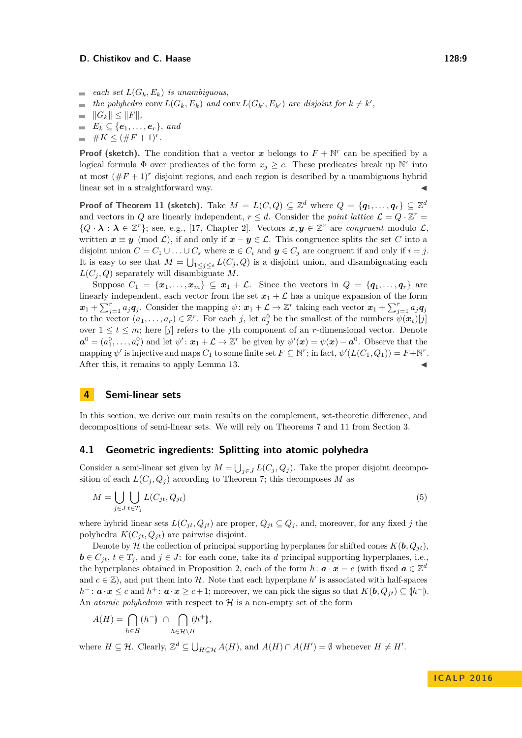- *each set* $L(G_k, E_k)$ *is unambiguous,*
- *the polyhedra* $\operatorname{conv} L(G_k, E_k)$ *and* $\operatorname{conv} L(G_{k'}, E_{k'})$ *are disjoint for* $k \neq k'$*,*
- $\|G_k\| \leq \|F\|$*,*
- $E_k \subseteq \{\boldsymbol{e}_1, \ldots, \boldsymbol{e}_r\}$*, and*
- $\#K \leq (\#F + 1)^r$*.*

**Proof (sketch).** The condition that a vector $\boldsymbol{x}$ belongs to $F + \mathbb{N}^r$ can be specified by a logical formula $\Phi$ over predicates of the form $x_j \geq c$. These predicates break up $\mathbb{N}^r$ into at most $(\#F + 1)^r$ disjoint regions, and each region is described by a unambiguous hybrid linear set in a straightforward way. ◀

**Proof of Theorem 11 (sketch).** Take $M = L(C, Q) \subseteq \mathbb{Z}^d$ where $Q = \{\boldsymbol{q}_1, \ldots, \boldsymbol{q}_r\} \subseteq \mathbb{Z}^d$ and vectors in $Q$ are linearly independent, $r \leq d$. Consider the *point lattice* $\mathcal{L} = Q \cdot \mathbb{Z}^r = \{Q \cdot \boldsymbol{\lambda} : \boldsymbol{\lambda} \in \mathbb{Z}^r\}$; see, e.g., [17, Chapter 2]. Vectors $\boldsymbol{x}, \boldsymbol{y} \in \mathbb{Z}^r$ are *congruent* modulo $\mathcal{L}$, written $\boldsymbol{x} \equiv \boldsymbol{y} \pmod{\mathcal{L}}$, if and only if $\boldsymbol{x} - \boldsymbol{y} \in \mathcal{L}$. This congruence splits the set $C$ into a disjoint union $C = C_1 \cup \ldots \cup C_s$ where $\boldsymbol{x} \in C_i$ and $\boldsymbol{y} \in C_j$ are congruent if and only if $i = j$. It is easy to see that $M = \bigcup_{1 \leq j \leq s} L(C_j, Q)$ is a disjoint union, and disambiguating each $L(C_j, Q)$ separately will disambiguate $M$.

Suppose $C_1 = \{\boldsymbol{x}_1, \ldots, \boldsymbol{x}_m\} \subseteq \boldsymbol{x}_1 + \mathcal{L}$. Since the vectors in $Q = \{\boldsymbol{q}_1, \ldots, \boldsymbol{q}_r\}$ are linearly independent, each vector from the set $\boldsymbol{x}_1 + \mathcal{L}$ has a unique expansion of the form $\boldsymbol{x}_1 + \sum_{j=1}^{r} a_j \boldsymbol{q}_j$. Consider the mapping $\psi \colon \boldsymbol{x}_1 + \mathcal{L} \to \mathbb{Z}^r$ taking each vector $\boldsymbol{x}_1 + \sum_{j=1}^{r} a_j \boldsymbol{q}_j$ to the vector $(a_1, \ldots, a_r) \in \mathbb{Z}^r$. For each $j$, let $a_j^0$ be the smallest of the numbers $\psi(\boldsymbol{x}_t)[j]$ over $1 \leq t \leq m$; here $[j]$ refers to the $j$th component of an $r$-dimensional vector. Denote $\boldsymbol{a}^0 = (a_1^0, \ldots, a_r^0)$ and let $\psi' \colon \boldsymbol{x}_1 + \mathcal{L} \to \mathbb{Z}^r$ be given by $\psi'(\boldsymbol{x}) = \psi(\boldsymbol{x}) - \boldsymbol{a}^0$. Observe that the mapping $\psi'$ is injective and maps $C_1$ to some finite set $F \subseteq \mathbb{N}^r$; in fact, $\psi'(L(C_1, Q_1)) = F + \mathbb{N}^r$. After this, it remains to apply Lemma 13. ◀

## 4 Semi-linear sets

In this section, we derive our main results on the complement, set-theoretic difference, and decompositions of semi-linear sets. We will rely on Theorems 7 and 11 from Section 3.

### 4.1 Geometric ingredients: Splitting into atomic polyhedra

Consider a semi-linear set given by $M = \bigcup_{j \in J} L(C_j, Q_j)$. Take the proper disjoint decomposition of each $L(C_j, Q_j)$ according to Theorem 7; this decomposes $M$ as

$$M = \bigcup_{j \in J} \bigcup_{t \in T_j} L(C_{jt}, Q_{jt}) \tag{5}$$

where hybrid linear sets $L(C_{jt}, Q_{jt})$ are proper, $Q_{jt} \subseteq Q_j$, and, moreover, for any fixed $j$ the polyhedra $K(C_{jt}, Q_{jt})$ are pairwise disjoint.

Denote by $\mathcal{H}$ the collection of principal supporting hyperplanes for shifted cones $K(\boldsymbol{b}, Q_{jt})$, $\boldsymbol{b} \in C_{jt}$, $t \in T_j$, and $j \in J$: for each cone, take its $d$ principal supporting hyperplanes, i.e., the hyperplanes obtained in Proposition 2, each of the form $h \colon \boldsymbol{a} \cdot \boldsymbol{x} = c$ (with fixed $\boldsymbol{a} \in \mathbb{Z}^d$ and $c \in \mathbb{Z}$), and put them into $\mathcal{H}$. Note that each hyperplane $h'$ is associated with half-spaces $h^- \colon \boldsymbol{a} \cdot \boldsymbol{x} \leq c$ and $h^+ \colon \boldsymbol{a} \cdot \boldsymbol{x} \geq c + 1$; moreover, we can pick the signs so that $K(\boldsymbol{b}, Q_{jt}) \subseteq (\!|h^-|\!)$. An *atomic polyhedron* with respect to $\mathcal{H}$ is a non-empty set of the form

$$A(H) = \bigcap_{h \in H} (\!|h^-|\!) \; \cap \bigcap_{h \in \mathcal{H} \setminus H} (\!|h^+|\!),$$

where $H \subseteq \mathcal{H}$. Clearly, $\mathbb{Z}^d \subseteq \bigcup_{H \subseteq \mathcal{H}} A(H)$, and $A(H) \cap A(H') = \emptyset$ whenever $H \neq H'$.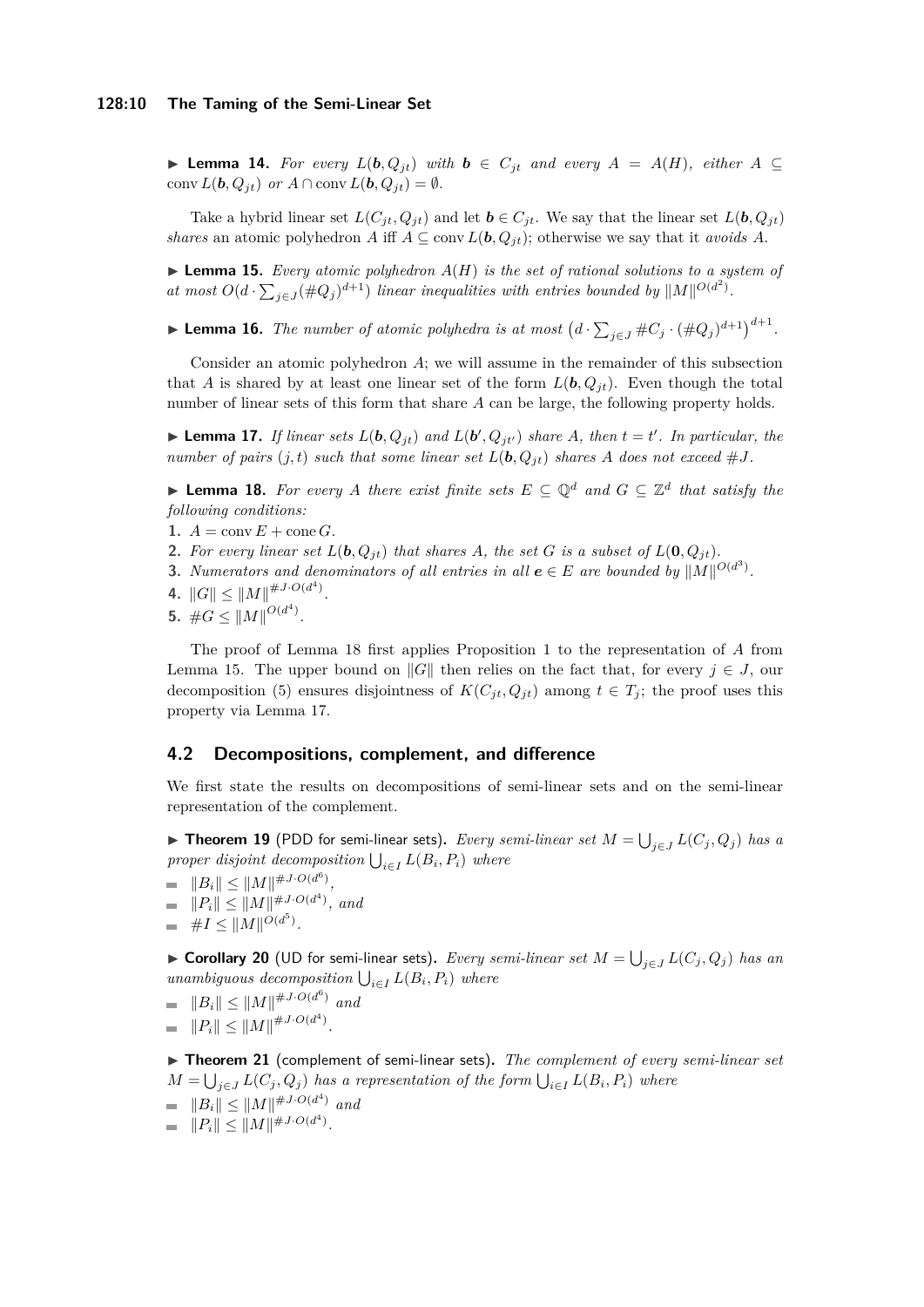▶ **Lemma 14.** *For every $L(\boldsymbol{b}, Q_{jt})$ with $\boldsymbol{b} \in C_{jt}$ and every $A = A(H)$, either $A \subseteq \operatorname{conv} L(\boldsymbol{b}, Q_{jt})$ or $A \cap \operatorname{conv} L(\boldsymbol{b}, Q_{jt}) = \emptyset$.*

Take a hybrid linear set $L(C_{jt}, Q_{jt})$ and let $\boldsymbol{b} \in C_{jt}$. We say that the linear set $L(\boldsymbol{b}, Q_{jt})$ *shares* an atomic polyhedron $A$ iff $A \subseteq \operatorname{conv} L(\boldsymbol{b}, Q_{jt})$; otherwise we say that it *avoids* $A$.

▶ **Lemma 15.** *Every atomic polyhedron $A(H)$ is the set of rational solutions to a system of at most $O(d \cdot \sum_{j \in J} (\#Q_j)^{d+1})$ linear inequalities with entries bounded by $\|M\|^{O(d^2)}$.*

▶ **Lemma 16.** *The number of atomic polyhedra is at most $\left(d \cdot \sum_{j \in J} \#C_j \cdot (\#Q_j)^{d+1}\right)^{d+1}$.*

Consider an atomic polyhedron $A$; we will assume in the remainder of this subsection that $A$ is shared by at least one linear set of the form $L(\boldsymbol{b}, Q_{jt})$. Even though the total number of linear sets of this form that share $A$ can be large, the following property holds.

▶ **Lemma 17.** *If linear sets $L(\boldsymbol{b}, Q_{jt})$ and $L(\boldsymbol{b}', Q_{jt'})$ share $A$, then $t = t'$. In particular, the number of pairs $(j, t)$ such that some linear set $L(\boldsymbol{b}, Q_{jt})$ shares $A$ does not exceed $\#J$.*

▶ **Lemma 18.** *For every $A$ there exist finite sets $E \subseteq \mathbb{Q}^d$ and $G \subseteq \mathbb{Z}^d$ that satisfy the following conditions:*

1. *$A = \operatorname{conv} E + \operatorname{cone} G$.*
2. *For every linear set $L(\boldsymbol{b}, Q_{jt})$ that shares $A$, the set $G$ is a subset of $L(\boldsymbol{0}, Q_{jt})$.*
3. *Numerators and denominators of all entries in all $\boldsymbol{e} \in E$ are bounded by $\|M\|^{O(d^3)}$.*
4. *$\|G\| \leq \|M\|^{\#J \cdot O(d^4)}$.*
5. *$\#G \leq \|M\|^{O(d^4)}$.*

The proof of Lemma 18 first applies Proposition 1 to the representation of $A$ from Lemma 15. The upper bound on $\|G\|$ then relies on the fact that, for every $j \in J$, our decomposition (5) ensures disjointness of $K(C_{jt}, Q_{jt})$ among $t \in T_j$; the proof uses this property via Lemma 17.

## 4.2 Decompositions, complement, and difference

We first state the results on decompositions of semi-linear sets and on the semi-linear representation of the complement.

▶ **Theorem 19** (PDD for semi-linear sets). *Every semi-linear set $M = \bigcup_{j \in J} L(C_j, Q_j)$ has a proper disjoint decomposition $\bigcup_{i \in I} L(B_i, P_i)$ where*

- *$\|B_i\| \leq \|M\|^{\#J \cdot O(d^6)}$,*
- *$\|P_i\| \leq \|M\|^{\#J \cdot O(d^4)}$, and*
- *$\#I \leq \|M\|^{O(d^5)}$.*

▶ **Corollary 20** (UD for semi-linear sets). *Every semi-linear set $M = \bigcup_{j \in J} L(C_j, Q_j)$ has an unambiguous decomposition $\bigcup_{i \in I} L(B_i, P_i)$ where*

- *$\|B_i\| \leq \|M\|^{\#J \cdot O(d^6)}$ and*
- *$\|P_i\| \leq \|M\|^{\#J \cdot O(d^4)}$.*

▶ **Theorem 21** (complement of semi-linear sets). *The complement of every semi-linear set $M = \bigcup_{j \in J} L(C_j, Q_j)$ has a representation of the form $\bigcup_{i \in I} L(B_i, P_i)$ where*

- *$\|B_i\| \leq \|M\|^{\#J \cdot O(d^4)}$ and*
- *$\|P_i\| \leq \|M\|^{\#J \cdot O(d^4)}$.*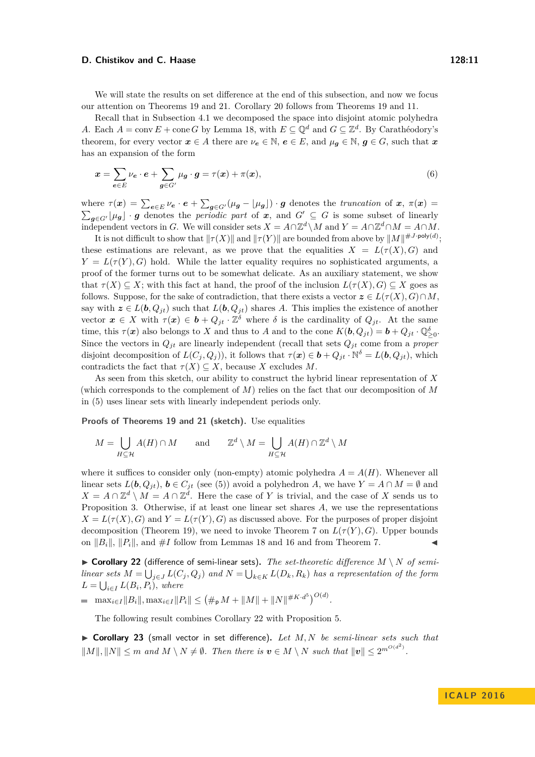We will state the results on set difference at the end of this subsection, and now we focus our attention on Theorems 19 and 21. Corollary 20 follows from Theorems 19 and 11.

Recall that in Subsection 4.1 we decomposed the space into disjoint atomic polyhedra $A$. Each $A = \operatorname{conv} E + \operatorname{cone} G$ by Lemma 18, with $E \subseteq \mathbb{Q}^d$ and $G \subseteq \mathbb{Z}^d$. By Carathéodory's theorem, for every vector $\boldsymbol{x} \in A$ there are $\nu_{\boldsymbol{e}} \in \mathbb{N}$, $\boldsymbol{e} \in E$, and $\mu_{\boldsymbol{g}} \in \mathbb{N}$, $\boldsymbol{g} \in G$, such that $\boldsymbol{x}$ has an expansion of the form

$$\boldsymbol{x} = \sum_{\boldsymbol{e} \in E} \nu_{\boldsymbol{e}} \cdot \boldsymbol{e} + \sum_{\boldsymbol{g} \in G'} \mu_{\boldsymbol{g}} \cdot \boldsymbol{g} = \tau(\boldsymbol{x}) + \pi(\boldsymbol{x}), \tag{6}$$

where $\tau(\boldsymbol{x}) = \sum_{\boldsymbol{e} \in E} \nu_{\boldsymbol{e}} \cdot \boldsymbol{e} + \sum_{\boldsymbol{g} \in G'} (\mu_{\boldsymbol{g}} - \lfloor \mu_{\boldsymbol{g}} \rfloor) \cdot \boldsymbol{g}$ denotes the *truncation* of $\boldsymbol{x}$, $\pi(\boldsymbol{x}) = \sum_{\boldsymbol{g} \in G'} \lfloor \mu_{\boldsymbol{g}} \rfloor \cdot \boldsymbol{g}$ denotes the *periodic part* of $\boldsymbol{x}$, and $G' \subseteq G$ is some subset of linearly independent vectors in $G$. We will consider sets $X = A \cap \mathbb{Z}^d \setminus M$ and $Y = A \cap \mathbb{Z}^d \cap M = A \cap M$.

It is not difficult to show that $\|\tau(X)\|$ and $\|\tau(Y)\|$ are bounded from above by $\|M\|^{\#J \cdot \mathsf{poly}(d)}$; these estimations are relevant, as we prove that the equalities $X = L(\tau(X), G)$ and $Y = L(\tau(Y), G)$ hold. While the latter equality requires no sophisticated arguments, a proof of the former turns out to be somewhat delicate. As an auxiliary statement, we show that $\tau(X) \subseteq X$; with this fact at hand, the proof of the inclusion $L(\tau(X), G) \subseteq X$ goes as follows. Suppose, for the sake of contradiction, that there exists a vector $\boldsymbol{z} \in L(\tau(X), G) \cap M$, say with $\boldsymbol{z} \in L(\boldsymbol{b}, Q_{jt})$ such that $L(\boldsymbol{b}, Q_{jt})$ shares $A$. This implies the existence of another vector $\boldsymbol{x} \in X$ with $\tau(\boldsymbol{x}) \in \boldsymbol{b} + Q_{jt} \cdot \mathbb{Z}^\delta$ where $\delta$ is the cardinality of $Q_{jt}$. At the same time, this $\tau(\boldsymbol{x})$ also belongs to $X$ and thus to $A$ and to the cone $K(\boldsymbol{b}, Q_{jt}) = \boldsymbol{b} + Q_{jt} \cdot \mathbb{Q}^\delta_{\geq 0}$. Since the vectors in $Q_{jt}$ are linearly independent (recall that sets $Q_{jt}$ come from a *proper* disjoint decomposition of $L(C_j, Q_j)$), it follows that $\tau(\boldsymbol{x}) \in \boldsymbol{b} + Q_{jt} \cdot \mathbb{N}^\delta = L(\boldsymbol{b}, Q_{jt})$, which contradicts the fact that $\tau(X) \subseteq X$, because $X$ excludes $M$.

As seen from this sketch, our ability to construct the hybrid linear representation of $X$ (which corresponds to the complement of $M$) relies on the fact that our decomposition of $M$ in (5) uses linear sets with linearly independent periods only.

**Proofs of Theorems 19 and 21 (sketch).** Use equalities

$$M = \bigcup_{H \subseteq \mathcal{H}} A(H) \cap M \qquad \text{and} \qquad \mathbb{Z}^d \setminus M = \bigcup_{H \subseteq \mathcal{H}} A(H) \cap \mathbb{Z}^d \setminus M$$

where it suffices to consider only (non-empty) atomic polyhedra $A = A(H)$. Whenever all linear sets $L(\boldsymbol{b}, Q_{jt})$, $\boldsymbol{b} \in C_{jt}$ (see (5)) avoid a polyhedron $A$, we have $Y = A \cap M = \emptyset$ and $X = A \cap \mathbb{Z}^d \setminus M = A \cap \mathbb{Z}^d$. Here the case of $Y$ is trivial, and the case of $X$ sends us to Proposition 3. Otherwise, if at least one linear set shares $A$, we use the representations $X = L(\tau(X), G)$ and $Y = L(\tau(Y), G)$ as discussed above. For the purposes of proper disjoint decomposition (Theorem 19), we need to invoke Theorem 7 on $L(\tau(Y), G)$. Upper bounds on $\|B_i\|$, $\|P_i\|$, and $\#I$ follow from Lemmas 18 and 16 and from Theorem 7. ◀

▶ **Corollary 22** (difference of semi-linear sets)**.** *The set-theoretic difference $M \setminus N$ of semi-linear sets $M = \bigcup_{j \in J} L(C_j, Q_j)$ and $N = \bigcup_{k \in K} L(D_k, R_k)$ has a representation of the form $L = \bigcup_{i \in I} L(B_i, P_i)$, where*

- $\max_{i \in I} \|B_i\|, \max_{i \in I} \|P_i\| \leq \left(\#_{\mathsf{p}} M + \|M\| + \|N\|^{\#K \cdot d^5}\right)^{O(d)}$.

The following result combines Corollary 22 with Proposition 5.

▶ **Corollary 23** (small vector in set difference)**.** *Let $M, N$ be semi-linear sets such that $\|M\|, \|N\| \leq m$ and $M \setminus N \neq \emptyset$. Then there is $\boldsymbol{v} \in M \setminus N$ such that $\|\boldsymbol{v}\| \leq 2^{m^{O(d^2)}}$.*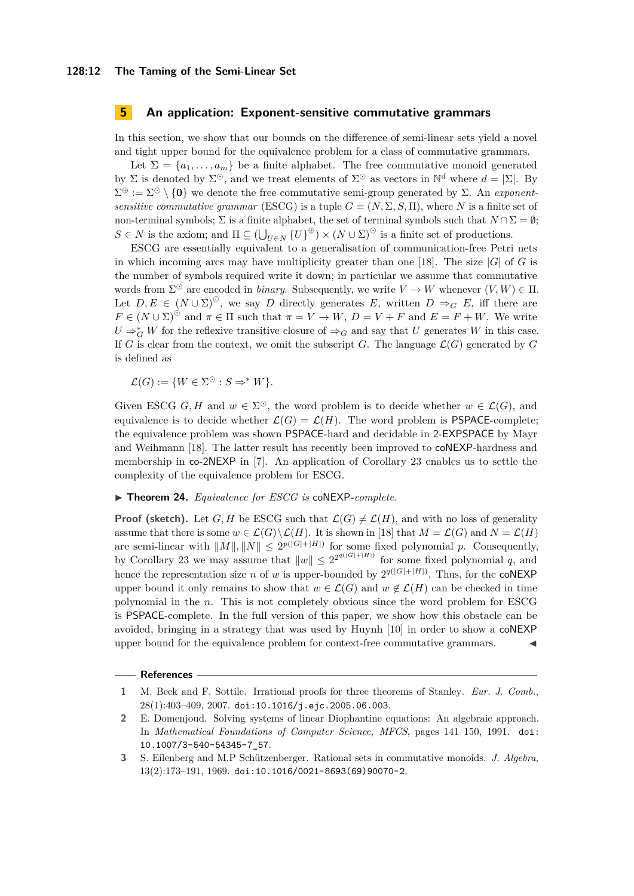## 5 An application: Exponent-sensitive commutative grammars

In this section, we show that our bounds on the difference of semi-linear sets yield a novel and tight upper bound for the equivalence problem for a class of commutative grammars.

Let $\Sigma = \{a_1, \ldots, a_m\}$ be a finite alphabet. The free commutative monoid generated by $\Sigma$ is denoted by $\Sigma^\odot$, and we treat elements of $\Sigma^\odot$ as vectors in $\mathbb{N}^d$ where $d = |\Sigma|$. By $\Sigma^\oplus := \Sigma^\odot \setminus \{\mathbf{0}\}$ we denote the free commutative semi-group generated by $\Sigma$. An *exponent-sensitive commutative grammar* (ESCG) is a tuple $G = (N, \Sigma, S, \Pi)$, where $N$ is a finite set of non-terminal symbols; $\Sigma$ is a finite alphabet, the set of terminal symbols such that $N \cap \Sigma = \emptyset$; $S \in N$ is the axiom; and $\Pi \subseteq (\bigcup_{U \in N} \{U\}^\oplus) \times (N \cup \Sigma)^\odot$ is a finite set of productions.

ESCG are essentially equivalent to a generalisation of communication-free Petri nets in which incoming arcs may have multiplicity greater than one [18]. The size $|G|$ of $G$ is the number of symbols required write it down; in particular we assume that commutative words from $\Sigma^\odot$ are encoded in *binary*. Subsequently, we write $V \to W$ whenever $(V, W) \in \Pi$. Let $D, E \in (N \cup \Sigma)^\odot$, we say $D$ directly generates $E$, written $D \Rightarrow_G E$, iff there are $F \in (N \cup \Sigma)^\odot$ and $\pi \in \Pi$ such that $\pi = V \to W$, $D = V + F$ and $E = F + W$. We write $U \Rightarrow_G^* W$ for the reflexive transitive closure of $\Rightarrow_G$ and say that $U$ generates $W$ in this case. If $G$ is clear from the context, we omit the subscript $G$. The language $\mathcal{L}(G)$ generated by $G$ is defined as

$$\mathcal{L}(G) := \{W \in \Sigma^\odot : S \Rightarrow^* W\}.$$

Given ESCG $G, H$ and $w \in \Sigma^\odot$, the word problem is to decide whether $w \in \mathcal{L}(G)$, and equivalence is to decide whether $\mathcal{L}(G) = \mathcal{L}(H)$. The word problem is PSPACE-complete; the equivalence problem was shown PSPACE-hard and decidable in 2-EXPSPACE by Mayr and Weihmann [18]. The latter result has recently been improved to coNEXP-hardness and membership in co-2NEXP in [7]. An application of Corollary 23 enables us to settle the complexity of the equivalence problem for ESCG.

▶ **Theorem 24.** *Equivalence for ESCG is* coNEXP*-complete.*

**Proof (sketch).** Let $G, H$ be ESCG such that $\mathcal{L}(G) \neq \mathcal{L}(H)$, and with no loss of generality assume that there is some $w \in \mathcal{L}(G) \setminus \mathcal{L}(H)$. It is shown in [18] that $M = \mathcal{L}(G)$ and $N = \mathcal{L}(H)$ are semi-linear with $\|M\|, \|N\| \leq 2^{p(|G|+|H|)}$ for some fixed polynomial $p$. Consequently, by Corollary 23 we may assume that $\|w\| \leq 2^{2^{q(|G|+|H|)}}$ for some fixed polynomial $q$, and hence the representation size $n$ of $w$ is upper-bounded by $2^{q(|G|+|H|)}$. Thus, for the coNEXP upper bound it only remains to show that $w \in \mathcal{L}(G)$ and $w \notin \mathcal{L}(H)$ can be checked in time polynomial in the $n$. This is not completely obvious since the word problem for ESCG is PSPACE-complete. In the full version of this paper, we show how this obstacle can be avoided, bringing in a strategy that was used by Huynh [10] in order to show a coNEXP upper bound for the equivalence problem for context-free commutative grammars. ◀

## References

1. M. Beck and F. Sottile. Irrational proofs for three theorems of Stanley. *Eur. J. Comb.*, 28(1):403–409, 2007. doi:10.1016/j.ejc.2005.06.003.
2. E. Domenjoud. Solving systems of linear Diophantine equations: An algebraic approach. In *Mathematical Foundations of Computer Science, MFCS*, pages 141–150, 1991. doi:10.1007/3-540-54345-7_57.
3. S. Eilenberg and M.P Schützenberger. Rational sets in commutative monoids. *J. Algebra*, 13(2):173–191, 1969. doi:10.1016/0021-8693(69)90070-2.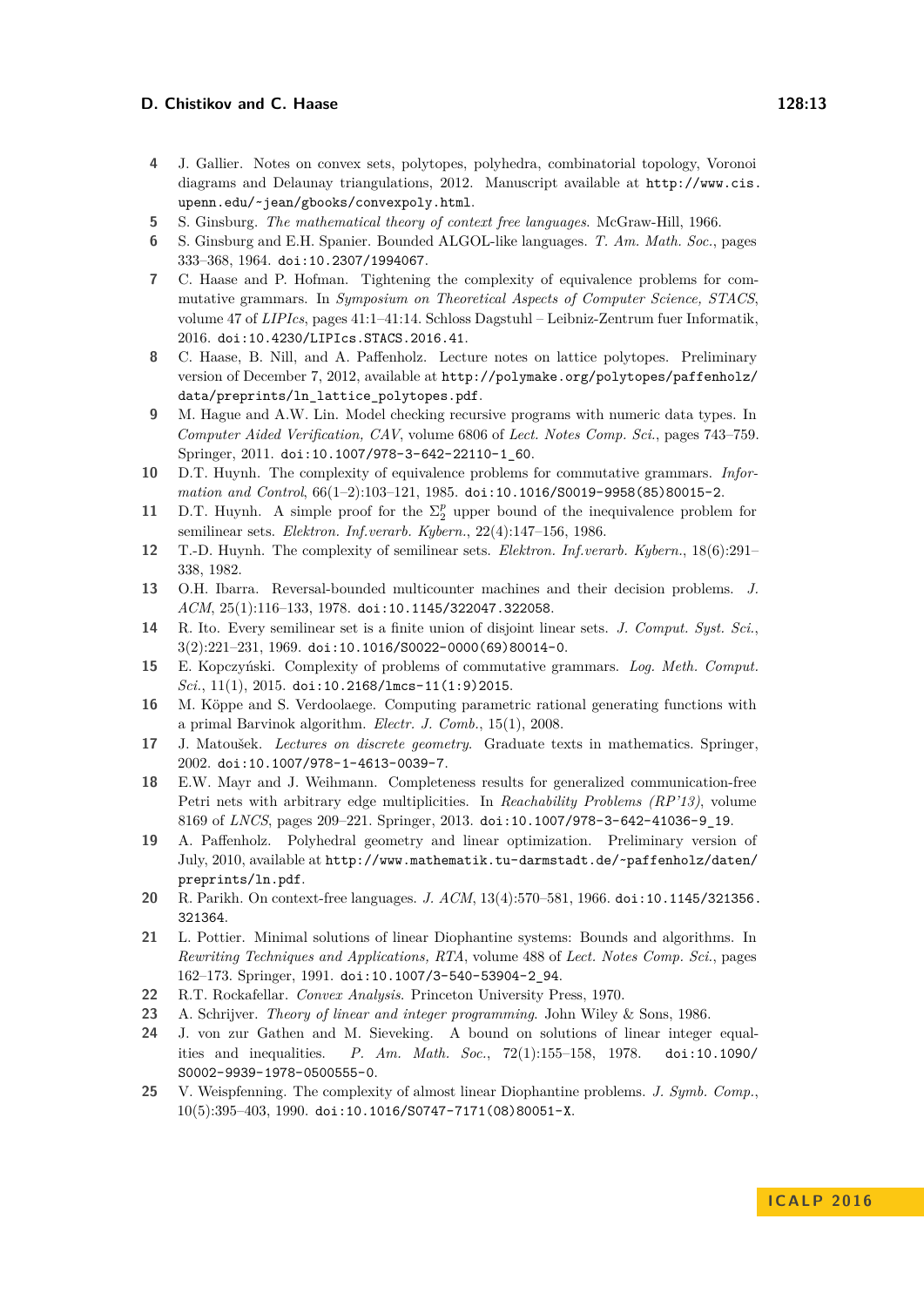4. J. Gallier. Notes on convex sets, polytopes, polyhedra, combinatorial topology, Voronoi diagrams and Delaunay triangulations, 2012. Manuscript available at `http://www.cis.upenn.edu/~jean/gbooks/convexpoly.html`.
5. S. Ginsburg. *The mathematical theory of context free languages*. McGraw-Hill, 1966.
6. S. Ginsburg and E.H. Spanier. Bounded ALGOL-like languages. *T. Am. Math. Soc.*, pages 333–368, 1964. `doi:10.2307/1994067`.
7. C. Haase and P. Hofman. Tightening the complexity of equivalence problems for commutative grammars. In *Symposium on Theoretical Aspects of Computer Science, STACS*, volume 47 of *LIPIcs*, pages 41:1–41:14. Schloss Dagstuhl – Leibniz-Zentrum fuer Informatik, 2016. `doi:10.4230/LIPIcs.STACS.2016.41`.
8. C. Haase, B. Nill, and A. Paffenholz. Lecture notes on lattice polytopes. Preliminary version of December 7, 2012, available at `http://polymake.org/polytopes/paffenholz/data/preprints/ln_lattice_polytopes.pdf`.
9. M. Hague and A.W. Lin. Model checking recursive programs with numeric data types. In *Computer Aided Verification, CAV*, volume 6806 of *Lect. Notes Comp. Sci.*, pages 743–759. Springer, 2011. `doi:10.1007/978-3-642-22110-1_60`.
10. D.T. Huynh. The complexity of equivalence problems for commutative grammars. *Information and Control*, 66(1–2):103–121, 1985. `doi:10.1016/S0019-9958(85)80015-2`.
11. D.T. Huynh. A simple proof for the $\Sigma_2^p$ upper bound of the inequivalence problem for semilinear sets. *Elektron. Inf.verarb. Kybern.*, 22(4):147–156, 1986.
12. T.-D. Huynh. The complexity of semilinear sets. *Elektron. Inf.verarb. Kybern.*, 18(6):291–338, 1982.
13. O.H. Ibarra. Reversal-bounded multicounter machines and their decision problems. *J. ACM*, 25(1):116–133, 1978. `doi:10.1145/322047.322058`.
14. R. Ito. Every semilinear set is a finite union of disjoint linear sets. *J. Comput. Syst. Sci.*, 3(2):221–231, 1969. `doi:10.1016/S0022-0000(69)80014-0`.
15. E. Kopczyński. Complexity of problems of commutative grammars. *Log. Meth. Comput. Sci.*, 11(1), 2015. `doi:10.2168/lmcs-11(1:9)2015`.
16. M. Köppe and S. Verdoolaege. Computing parametric rational generating functions with a primal Barvinok algorithm. *Electr. J. Comb.*, 15(1), 2008.
17. J. Matoušek. *Lectures on discrete geometry*. Graduate texts in mathematics. Springer, 2002. `doi:10.1007/978-1-4613-0039-7`.
18. E.W. Mayr and J. Weihmann. Completeness results for generalized communication-free Petri nets with arbitrary edge multiplicities. In *Reachability Problems (RP'13)*, volume 8169 of *LNCS*, pages 209–221. Springer, 2013. `doi:10.1007/978-3-642-41036-9_19`.
19. A. Paffenholz. Polyhedral geometry and linear optimization. Preliminary version of July, 2010, available at `http://www.mathematik.tu-darmstadt.de/~paffenholz/daten/preprints/ln.pdf`.
20. R. Parikh. On context-free languages. *J. ACM*, 13(4):570–581, 1966. `doi:10.1145/321356.321364`.
21. L. Pottier. Minimal solutions of linear Diophantine systems: Bounds and algorithms. In *Rewriting Techniques and Applications, RTA*, volume 488 of *Lect. Notes Comp. Sci.*, pages 162–173. Springer, 1991. `doi:10.1007/3-540-53904-2_94`.
22. R.T. Rockafellar. *Convex Analysis*. Princeton University Press, 1970.
23. A. Schrijver. *Theory of linear and integer programming*. John Wiley & Sons, 1986.
24. J. von zur Gathen and M. Sieveking. A bound on solutions of linear integer equalities and inequalities. *P. Am. Math. Soc.*, 72(1):155–158, 1978. `doi:10.1090/S0002-9939-1978-0500555-0`.
25. V. Weispfenning. The complexity of almost linear Diophantine problems. *J. Symb. Comp.*, 10(5):395–403, 1990. `doi:10.1016/S0747-7171(08)80051-X`.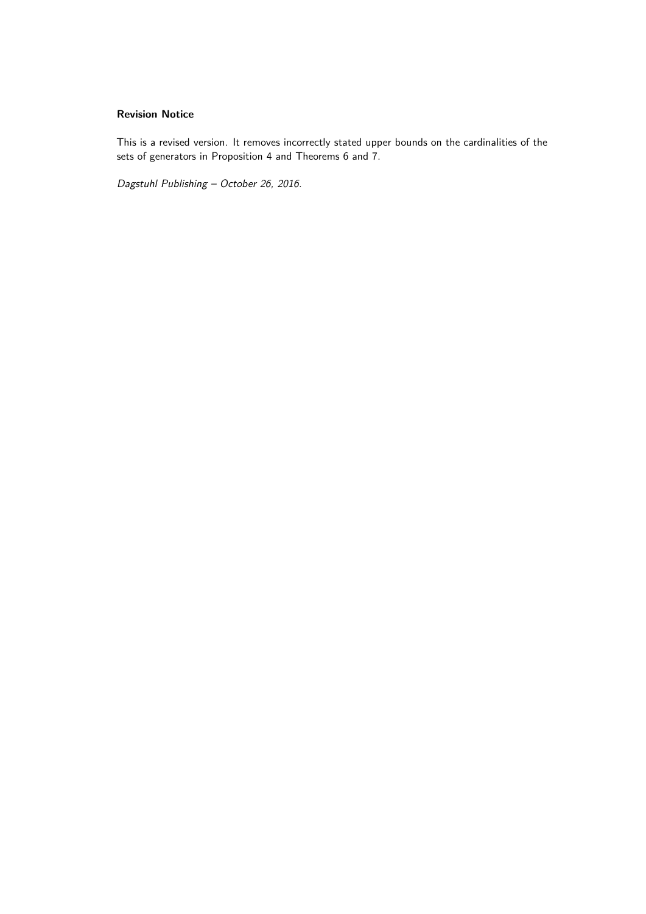**Revision Notice**

This is a revised version. It removes incorrectly stated upper bounds on the cardinalities of the sets of generators in Proposition 4 and Theorems 6 and 7.

*Dagstuhl Publishing – October 26, 2016.*